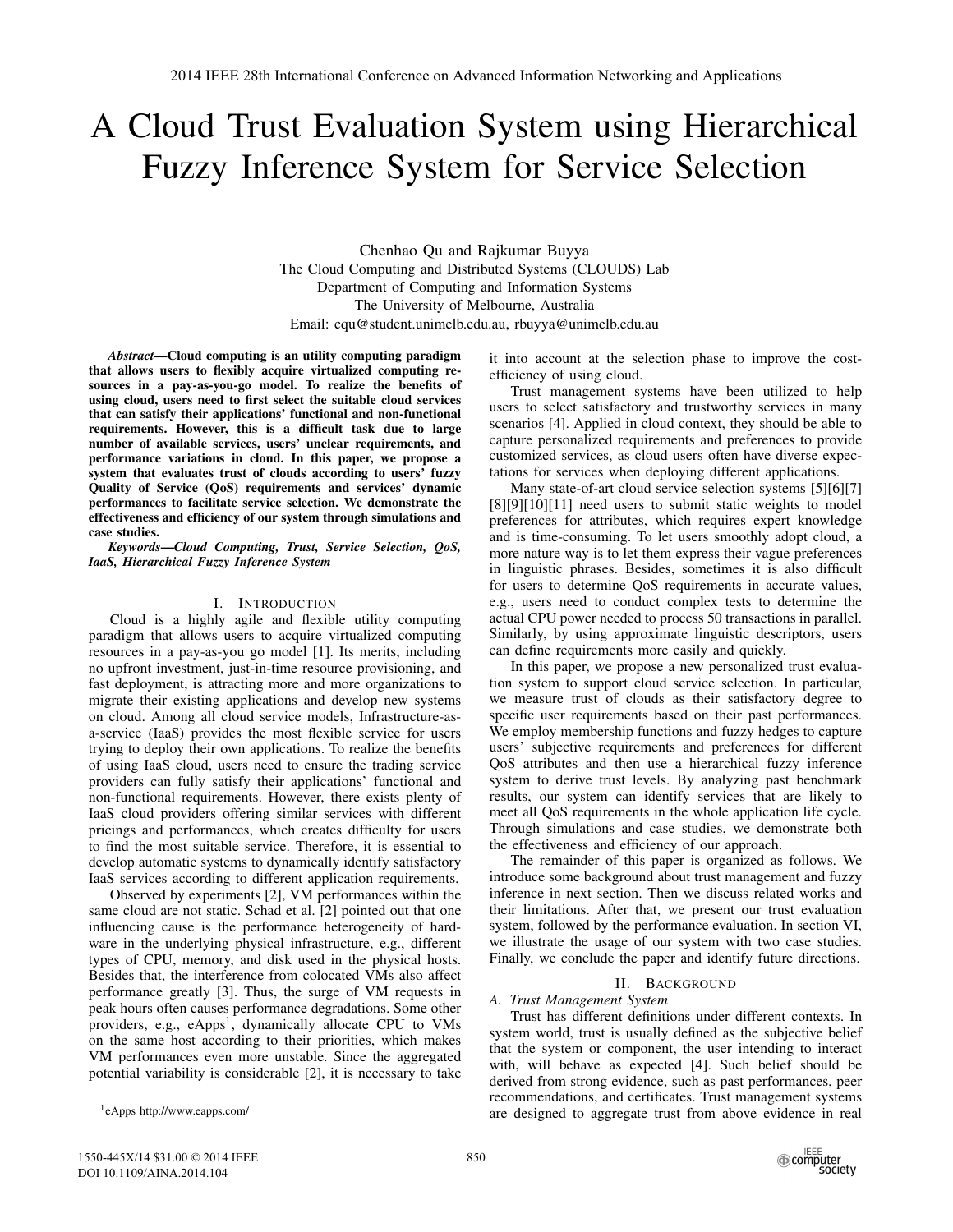# A Cloud Trust Evaluation System using Hierarchical Fuzzy Inference System for Service Selection

Chenhao Qu and Rajkumar Buyya
The Cloud Computing and Distributed Systems (CLOUDS) Lab
Department of Computing and Information Systems
The University of Melbourne, Australia
Email: cqu@student.unimelb.edu.au, rbuyya@unimelb.edu.au

***Abstract*—Cloud computing is an utility computing paradigm that allows users to flexibly acquire virtualized computing resources in a pay-as-you-go model. To realize the benefits of using cloud, users need to first select the suitable cloud services that can satisfy their applications' functional and non-functional requirements. However, this is a difficult task due to large number of available services, users' unclear requirements, and performance variations in cloud. In this paper, we propose a system that evaluates trust of clouds according to users' fuzzy Quality of Service (QoS) requirements and services' dynamic performances to facilitate service selection. We demonstrate the effectiveness and efficiency of our system through simulations and case studies.**

***Keywords*—Cloud Computing, Trust, Service Selection, QoS, IaaS, Hierarchical Fuzzy Inference System**

## I. Introduction

Cloud is a highly agile and flexible utility computing paradigm that allows users to acquire virtualized computing resources in a pay-as-you go model [1]. Its merits, including no upfront investment, just-in-time resource provisioning, and fast deployment, is attracting more and more organizations to migrate their existing applications and develop new systems on cloud. Among all cloud service models, Infrastructure-as-a-service (IaaS) provides the most flexible service for users trying to deploy their own applications. To realize the benefits of using IaaS cloud, users need to ensure the trading service providers can fully satisfy their applications' functional and non-functional requirements. However, there exists plenty of IaaS cloud providers offering similar services with different pricings and performances, which creates difficulty for users to find the most suitable service. Therefore, it is essential to develop automatic systems to dynamically identify satisfactory IaaS services according to different application requirements.

Observed by experiments [2], VM performances within the same cloud are not static. Schad et al. [2] pointed out that one influencing cause is the performance heterogeneity of hardware in the underlying physical infrastructure, e.g., different types of CPU, memory, and disk used in the physical hosts. Besides that, the interference from colocated VMs also affect performance greatly [3]. Thus, the surge of VM requests in peak hours often causes performance degradations. Some other providers, e.g., eApps[1], dynamically allocate CPU to VMs on the same host according to their priorities, which makes VM performances even more unstable. Since the aggregated potential variability is considerable [2], it is necessary to take it into account at the selection phase to improve the cost-efficiency of using cloud.

Trust management systems have been utilized to help users to select satisfactory and trustworthy services in many scenarios [4]. Applied in cloud context, they should be able to capture personalized requirements and preferences to provide customized services, as cloud users often have diverse expectations for services when deploying different applications.

Many state-of-art cloud service selection systems [5][6][7][8][9][10][11] need users to submit static weights to model preferences for attributes, which requires expert knowledge and is time-consuming. To let users smoothly adopt cloud, a more nature way is to let them express their vague preferences in linguistic phrases. Besides, sometimes it is also difficult for users to determine QoS requirements in accurate values, e.g., users need to conduct complex tests to determine the actual CPU power needed to process 50 transactions in parallel. Similarly, by using approximate linguistic descriptors, users can define requirements more easily and quickly.

In this paper, we propose a new personalized trust evaluation system to support cloud service selection. In particular, we measure trust of clouds as their satisfactory degree to specific user requirements based on their past performances. We employ membership functions and fuzzy hedges to capture users' subjective requirements and preferences for different QoS attributes and then use a hierarchical fuzzy inference system to derive trust levels. By analyzing past benchmark results, our system can identify services that are likely to meet all QoS requirements in the whole application life cycle. Through simulations and case studies, we demonstrate both the effectiveness and efficiency of our approach.

The remainder of this paper is organized as follows. We introduce some background about trust management and fuzzy inference in next section. Then we discuss related works and their limitations. After that, we present our trust evaluation system, followed by the performance evaluation. In section VI, we illustrate the usage of our system with two case studies. Finally, we conclude the paper and identify future directions.

## II. Background

### A. Trust Management System

Trust has different definitions under different contexts. In system world, trust is usually defined as the subjective belief that the system or component, the user intending to interact with, will behave as expected [4]. Such belief should be derived from strong evidence, such as past performances, peer recommendations, and certificates. Trust management systems are designed to aggregate trust from above evidence in real

[1] eApps http://www.eapps.com/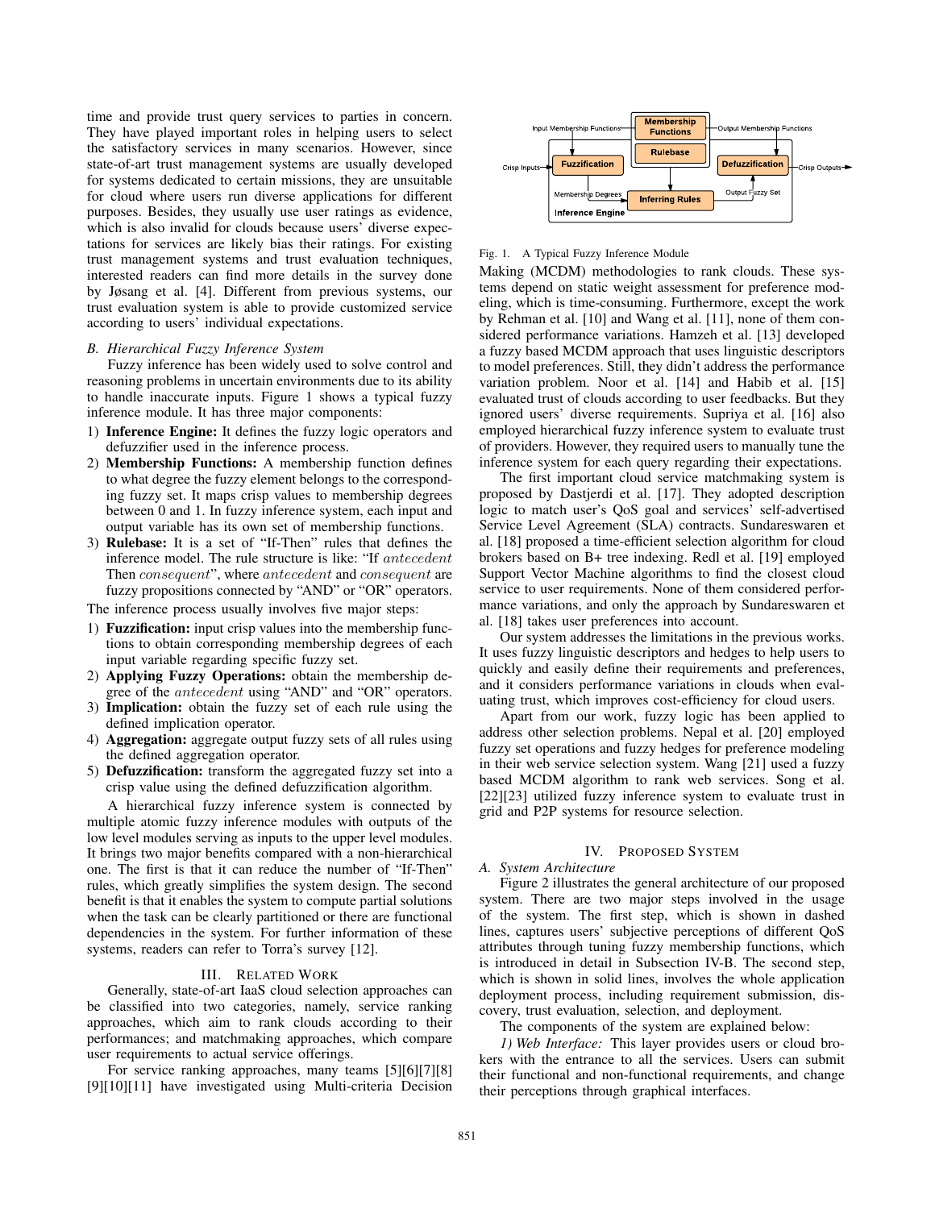time and provide trust query services to parties in concern. They have played important roles in helping users to select the satisfactory services in many scenarios. However, since state-of-art trust management systems are usually developed for systems dedicated to certain missions, they are unsuitable for cloud where users run diverse applications for different purposes. Besides, they usually use user ratings as evidence, which is also invalid for clouds because users' diverse expectations for services are likely bias their ratings. For existing trust management systems and trust evaluation techniques, interested readers can find more details in the survey done by Jøsang et al. [4]. Different from previous systems, our trust evaluation system is able to provide customized service according to users' individual expectations.

### B. Hierarchical Fuzzy Inference System

Fuzzy inference has been widely used to solve control and reasoning problems in uncertain environments due to its ability to handle inaccurate inputs. Figure 1 shows a typical fuzzy inference module. It has three major components:

1) **Inference Engine:** It defines the fuzzy logic operators and defuzzifier used in the inference process.
2) **Membership Functions:** A membership function defines to what degree the fuzzy element belongs to the corresponding fuzzy set. It maps crisp values to membership degrees between 0 and 1. In fuzzy inference system, each input and output variable has its own set of membership functions.
3) **Rulebase:** It is a set of "If-Then" rules that defines the inference model. The rule structure is like: "If *antecedent* Then *consequent*", where *antecedent* and *consequent* are fuzzy propositions connected by "AND" or "OR" operators.

The inference process usually involves five major steps:

1) **Fuzzification:** input crisp values into the membership functions to obtain corresponding membership degrees of each input variable regarding specific fuzzy set.
2) **Applying Fuzzy Operations:** obtain the membership degree of the *antecedent* using "AND" and "OR" operators.
3) **Implication:** obtain the fuzzy set of each rule using the defined implication operator.
4) **Aggregation:** aggregate output fuzzy sets of all rules using the defined aggregation operator.
5) **Defuzzification:** transform the aggregated fuzzy set into a crisp value using the defined defuzzification algorithm.

A hierarchical fuzzy inference system is connected by multiple atomic fuzzy inference modules with outputs of the low level modules serving as inputs to the upper level modules. It brings two major benefits compared with a non-hierarchical one. The first is that it can reduce the number of "If-Then" rules, which greatly simplifies the system design. The second benefit is that it enables the system to compute partial solutions when the task can be clearly partitioned or there are functional dependencies in the system. For further information of these systems, readers can refer to Torra's survey [12].

## III. Related Work

Generally, state-of-art IaaS cloud selection approaches can be classified into two categories, namely, service ranking approaches, which aim to rank clouds according to their performances; and matchmaking approaches, which compare user requirements to actual service offerings.

For service ranking approaches, many teams [5][6][7][8][9][10][11] have investigated using Multi-criteria Decision Making (MCDM) methodologies to rank clouds. These systems depend on static weight assessment for preference modeling, which is time-consuming. Furthermore, except the work by Rehman et al. [10] and Wang et al. [11], none of them considered performance variations. Hamzeh et al. [13] developed a fuzzy based MCDM approach that uses linguistic descriptors to model preferences. Still, they didn't address the performance variation problem. Noor et al. [14] and Habib et al. [15] evaluated trust of clouds according to user feedbacks. But they ignored users' diverse requirements. Supriya et al. [16] also employed hierarchical fuzzy inference system to evaluate trust of providers. However, they required users to manually tune the inference system for each query regarding their expectations.

Fig. 1. A Typical Fuzzy Inference Module

The first important cloud service matchmaking system is proposed by Dastjerdi et al. [17]. They adopted description logic to match user's QoS goal and services' self-advertised Service Level Agreement (SLA) contracts. Sundareswaren et al. [18] proposed a time-efficient selection algorithm for cloud brokers based on B+ tree indexing. Redl et al. [19] employed Support Vector Machine algorithms to find the closest cloud service to user requirements. None of them considered performance variations, and only the approach by Sundareswaren et al. [18] takes user preferences into account.

Our system addresses the limitations in the previous works. It uses fuzzy linguistic descriptors and hedges to help users to quickly and easily define their requirements and preferences, and it considers performance variations in clouds when evaluating trust, which improves cost-efficiency for cloud users.

Apart from our work, fuzzy logic has been applied to address other selection problems. Nepal et al. [20] employed fuzzy set operations and fuzzy hedges for preference modeling in their web service selection system. Wang [21] used a fuzzy based MCDM algorithm to rank web services. Song et al. [22][23] utilized fuzzy inference system to evaluate trust in grid and P2P systems for resource selection.

## IV. Proposed System

### A. System Architecture

Figure 2 illustrates the general architecture of our proposed system. There are two major steps involved in the usage of the system. The first step, which is shown in dashed lines, captures users' subjective perceptions of different QoS attributes through tuning fuzzy membership functions, which is introduced in detail in Subsection IV-B. The second step, which is shown in solid lines, involves the whole application deployment process, including requirement submission, discovery, trust evaluation, selection, and deployment.

The components of the system are explained below:

*1) Web Interface:* This layer provides users or cloud brokers with the entrance to all the services. Users can submit their functional and non-functional requirements, and change their perceptions through graphical interfaces.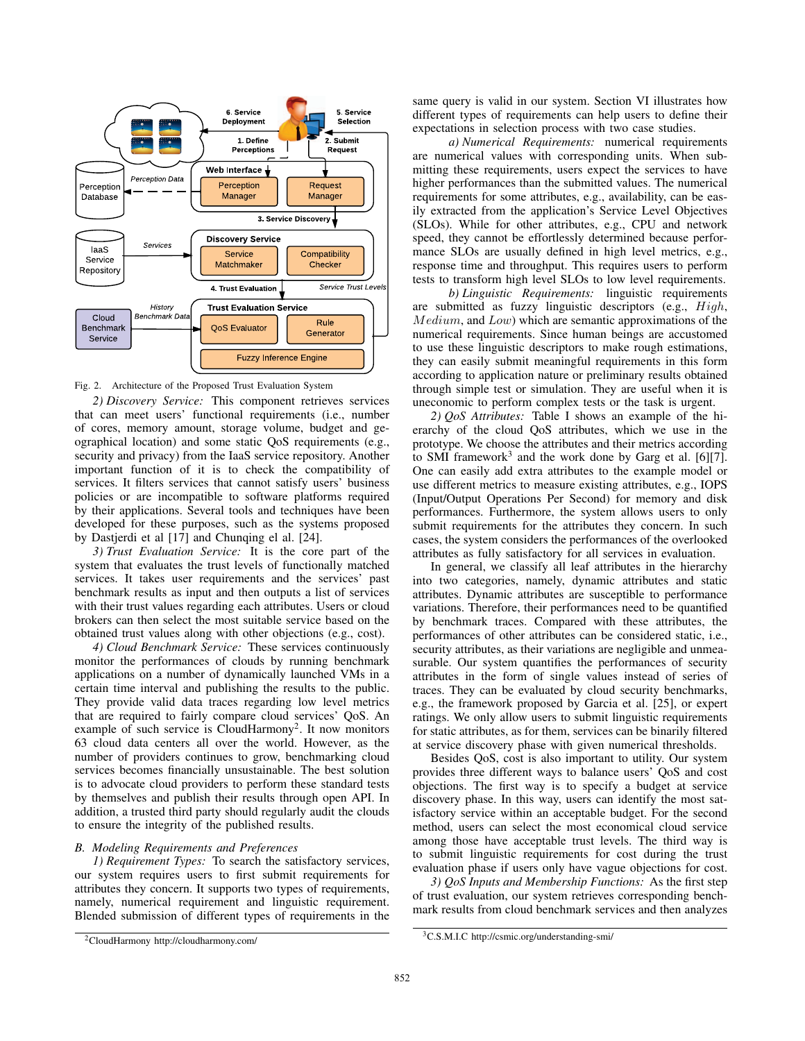Fig. 2. Architecture of the Proposed Trust Evaluation System

*2) Discovery Service:* This component retrieves services that can meet users' functional requirements (i.e., number of cores, memory amount, storage volume, budget and geographical location) and some static QoS requirements (e.g., security and privacy) from the IaaS service repository. Another important function of it is to check the compatibility of services. It filters services that cannot satisfy users' business policies or are incompatible to software platforms required by their applications. Several tools and techniques have been developed for these purposes, such as the systems proposed by Dastjerdi et al [17] and Chunqing el al. [24].

*3) Trust Evaluation Service:* It is the core part of the system that evaluates the trust levels of functionally matched services. It takes user requirements and the services' past benchmark results as input and then outputs a list of services with their trust values regarding each attributes. Users or cloud brokers can then select the most suitable service based on the obtained trust values along with other objections (e.g., cost).

*4) Cloud Benchmark Service:* These services continuously monitor the performances of clouds by running benchmark applications on a number of dynamically launched VMs in a certain time interval and publishing the results to the public. They provide valid data traces regarding low level metrics that are required to fairly compare cloud services' QoS. An example of such service is CloudHarmony[2]. It now monitors 63 cloud data centers all over the world. However, as the number of providers continues to grow, benchmarking cloud services becomes financially unsustainable. The best solution is to advocate cloud providers to perform these standard tests by themselves and publish their results through open API. In addition, a trusted third party should regularly audit the clouds to ensure the integrity of the published results.

## *B. Modeling Requirements and Preferences*

*1) Requirement Types:* To search the satisfactory services, our system requires users to first submit requirements for attributes they concern. It supports two types of requirements, namely, numerical requirement and linguistic requirement. Blended submission of different types of requirements in the same query is valid in our system. Section VI illustrates how different types of requirements can help users to define their expectations in selection process with two case studies.

*a) Numerical Requirements:* numerical requirements are numerical values with corresponding units. When submitting these requirements, users expect the services to have higher performances than the submitted values. The numerical requirements for some attributes, e.g., availability, can be easily extracted from the application's Service Level Objectives (SLOs). While for other attributes, e.g., CPU and network speed, they cannot be effortlessly determined because performance SLOs are usually defined in high level metrics, e.g., response time and throughput. This requires users to perform tests to transform high level SLOs to low level requirements.

*b) Linguistic Requirements:* linguistic requirements are submitted as fuzzy linguistic descriptors (e.g., $High$, $Medium$, and $Low$) which are semantic approximations of the numerical requirements. Since human beings are accustomed to use these linguistic descriptors to make rough estimations, they can easily submit meaningful requirements in this form according to application nature or preliminary results obtained through simple test or simulation. They are useful when it is uneconomic to perform complex tests or the task is urgent.

*2) QoS Attributes:* Table I shows an example of the hierarchy of the cloud QoS attributes, which we use in the prototype. We choose the attributes and their metrics according to SMI framework[3] and the work done by Garg et al. [6][7]. One can easily add extra attributes to the example model or use different metrics to measure existing attributes, e.g., IOPS (Input/Output Operations Per Second) for memory and disk performances. Furthermore, the system allows users to only submit requirements for the attributes they concern. In such cases, the system considers the performances of the overlooked attributes as fully satisfactory for all services in evaluation.

In general, we classify all leaf attributes in the hierarchy into two categories, namely, dynamic attributes and static attributes. Dynamic attributes are susceptible to performance variations. Therefore, their performances need to be quantified by benchmark traces. Compared with these attributes, the performances of other attributes can be considered static, i.e., security attributes, as their variations are negligible and unmeasurable. Our system quantifies the performances of security attributes in the form of single values instead of series of traces. They can be evaluated by cloud security benchmarks, e.g., the framework proposed by Garcia et al. [25], or expert ratings. We only allow users to submit linguistic requirements for static attributes, as for them, services can be binarily filtered at service discovery phase with given numerical thresholds.

Besides QoS, cost is also important to utility. Our system provides three different ways to balance users' QoS and cost objections. The first way is to specify a budget at service discovery phase. In this way, users can identify the most satisfactory service within an acceptable budget. For the second method, users can select the most economical cloud service among those have acceptable trust levels. The third way is to submit linguistic requirements for cost during the trust evaluation phase if users only have vague objections for cost.

*3) QoS Inputs and Membership Functions:* As the first step of trust evaluation, our system retrieves corresponding benchmark results from cloud benchmark services and then analyzes

[2] CloudHarmony http://cloudharmony.com/

[3] C.S.M.I.C http://csmic.org/understanding-smi/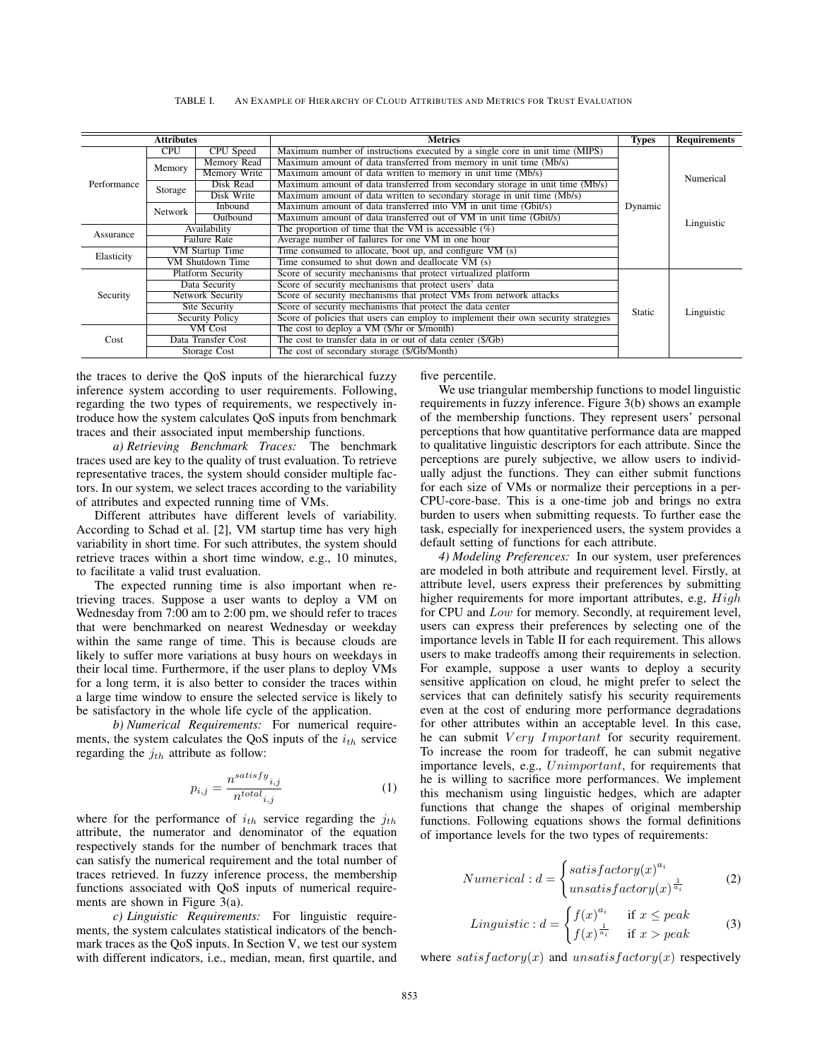TABLE I. An Example of Hierarchy of Cloud Attributes and Metrics for Trust Evaluation

| Attributes | | | Metrics | Types | Requirements |
|---|---|---|---|---|---|
| Performance | CPU | CPU Speed | Maximum number of instructions executed by a single core in unit time (MIPS) | Dynamic | Numerical |
| | Memory | Memory Read | Maximum amount of data transferred from memory in unit time (Mb/s) | | |
| | | Memory Write | Maximum amount of data written to memory in unit time (Mb/s) | | |
| | Storage | Disk Read | Maximum amount of data transferred from secondary storage in unit time (Mb/s) | | |
| | | Disk Write | Maximum amount of data written to secondary storage in unit time (Mb/s) | | |
| | Network | Inbound | Maximum amount of data transferred into VM in unit time (Gbit/s) | | Linguistic |
| | | Outbound | Maximum amount of data transferred out of VM in unit time (Gbit/s) | | |
| Assurance | Availability | | The proportion of time that the VM is accessible (%) | | |
| | Failure Rate | | Average number of failures for one VM in one hour | | |
| Elasticity | VM Startup Time | | Time consumed to allocate, boot up, and configure VM (s) | | |
| | VM Shutdown Time | | Time consumed to shut down and deallocate VM (s) | | |
| Security | Platform Security | | Score of security mechanisms that protect virtualized platform | Static | Linguistic |
| | Data Security | | Score of security mechanisms that protect users' data | | |
| | Network Security | | Score of security mechanisms that protect VMs from network attacks | | |
| | Site Security | | Score of security mechanisms that protect the data center | | |
| | Security Policy | | Score of policies that users can employ to implement their own security strategies | | |
| Cost | VM Cost | | The cost to deploy a VM ($/hr or $/month) | | |
| | Data Transfer Cost | | The cost to transfer data in or out of data center ($/Gb) | | |
| | Storage Cost | | The cost of secondary storage ($/Gb/Month) | | |

the traces to derive the QoS inputs of the hierarchical fuzzy inference system according to user requirements. Following, regarding the two types of requirements, we respectively introduce how the system calculates QoS inputs from benchmark traces and their associated input membership functions.

*a) Retrieving Benchmark Traces:* The benchmark traces used are key to the quality of trust evaluation. To retrieve representative traces, the system should consider multiple factors. In our system, we select traces according to the variability of attributes and expected running time of VMs.

Different attributes have different levels of variability. According to Schad et al. [2], VM startup time has very high variability in short time. For such attributes, the system should retrieve traces within a short time window, e.g., 10 minutes, to facilitate a valid trust evaluation.

The expected running time is also important when retrieving traces. Suppose a user wants to deploy a VM on Wednesday from 7:00 am to 2:00 pm, we should refer to traces that were benchmarked on nearest Wednesday or weekday within the same range of time. This is because clouds are likely to suffer more variations at busy hours on weekdays in their local time. Furthermore, if the user plans to deploy VMs for a long term, it is also better to consider the traces within a large time window to ensure the selected service is likely to be satisfactory in the whole life cycle of the application.

*b) Numerical Requirements:* For numerical requirements, the system calculates the QoS inputs of the $i_{th}$ service regarding the $j_{th}$ attribute as follow:

$$p_{i,j} = \frac{n^{satisfy}{}_{i,j}}{n^{total}{}_{i,j}} \tag{1}$$

where for the performance of $i_{th}$ service regarding the $j_{th}$ attribute, the numerator and denominator of the equation respectively stands for the number of benchmark traces that can satisfy the numerical requirement and the total number of traces retrieved. In fuzzy inference process, the membership functions associated with QoS inputs of numerical requirements are shown in Figure 3(a).

*c) Linguistic Requirements:* For linguistic requirements, the system calculates statistical indicators of the benchmark traces as the QoS inputs. In Section V, we test our system with different indicators, i.e., median, mean, first quartile, and five percentile.

We use triangular membership functions to model linguistic requirements in fuzzy inference. Figure 3(b) shows an example of the membership functions. They represent users' personal perceptions that how quantitative performance data are mapped to qualitative linguistic descriptors for each attribute. Since the perceptions are purely subjective, we allow users to individually adjust the functions. They can either submit functions for each size of VMs or normalize their perceptions in a per-CPU-core-base. This is a one-time job and brings no extra burden to users when submitting requests. To further ease the task, especially for inexperienced users, the system provides a default setting of functions for each attribute.

*4) Modeling Preferences:* In our system, user preferences are modeled in both attribute and requirement level. Firstly, at attribute level, users express their preferences by submitting higher requirements for more important attributes, e.g, $High$ for CPU and $Low$ for memory. Secondly, at requirement level, users can express their preferences by selecting one of the importance levels in Table II for each requirement. This allows users to make tradeoffs among their requirements in selection. For example, suppose a user wants to deploy a security sensitive application on cloud, he might prefer to select the services that can definitely satisfy his security requirements even at the cost of enduring more performance degradations for other attributes within an acceptable level. In this case, he can submit $Very\ Important$ for security requirement. To increase the room for tradeoff, he can submit negative importance levels, e.g., $Unimportant$, for requirements that he is willing to sacrifice more performances. We implement this mechanism using linguistic hedges, which are adapter functions that change the shapes of original membership functions. Following equations shows the formal definitions of importance levels for the two types of requirements:

$$Numerical: d = \begin{cases} satisfactory(x)^{a_i} \\ unsatisfactory(x)^{\frac{1}{a_i}} \end{cases} \tag{2}$$

$$Linguistic: d = \begin{cases} f(x)^{a_i} & \text{if } x \leq peak \\ f(x)^{\frac{1}{a_i}} & \text{if } x > peak \end{cases} \tag{3}$$

where $satisfactory(x)$ and $unsatisfactory(x)$ respectively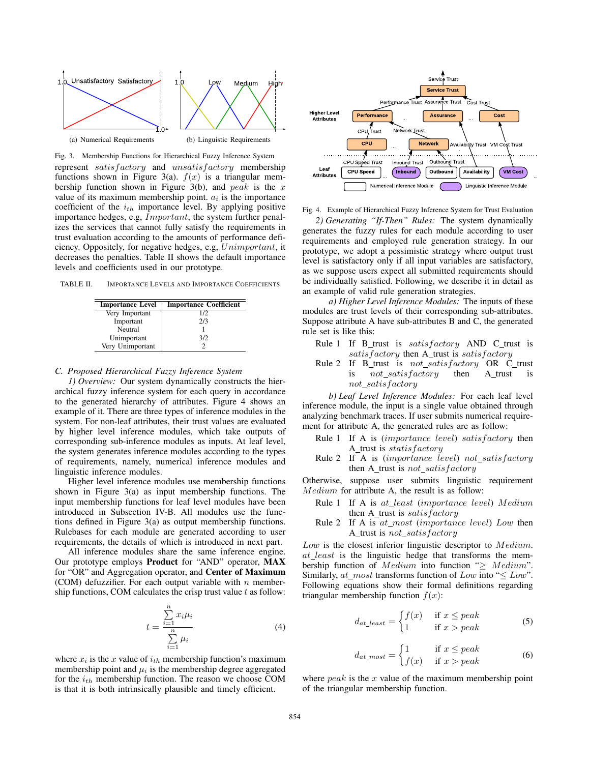Fig. 3. Membership Functions for Hierarchical Fuzzy Inference System

represent *satisfactory* and *unsatisfactory* membership functions shown in Figure 3(a). $f(x)$ is a triangular membership function shown in Figure 3(b), and $peak$ is the $x$ value of its maximum membership point. $a_i$ is the importance coefficient of the $i_{th}$ importance level. By applying positive importance hedges, e.g, *Important*, the system further penalizes the services that cannot fully satisfy the requirements in trust evaluation according to the amounts of performance deficiency. Oppositely, for negative hedges, e.g, *Unimportant*, it decreases the penalties. Table II shows the default importance levels and coefficients used in our prototype.

TABLE II. IMPORTANCE LEVELS AND IMPORTANCE COEFFICIENTS

| Importance Level | Importance Coefficient |
|---|---|
| Very Important | 1/2 |
| Important | 2/3 |
| Neutral | 1 |
| Unimportant | 3/2 |
| Very Unimportant | 2 |

### C. Proposed Hierarchical Fuzzy Inference System

*1) Overview:* Our system dynamically constructs the hierarchical fuzzy inference system for each query in accordance to the generated hierarchy of attributes. Figure 4 shows an example of it. There are three types of inference modules in the system. For non-leaf attributes, their trust values are evaluated by higher level inference modules, which take outputs of corresponding sub-inference modules as inputs. At leaf level, the system generates inference modules according to the types of requirements, namely, numerical inference modules and linguistic inference modules.

Higher level inference modules use membership functions shown in Figure 3(a) as input membership functions. The input membership functions for leaf level modules have been introduced in Subsection IV-B. All modules use the functions defined in Figure 3(a) as output membership functions. Rulebases for each module are generated according to user requirements, the details of which is introduced in next part.

All inference modules share the same inference engine. Our prototype employs **Product** for "AND" operator, **MAX** for "OR" and Aggregation operator, and **Center of Maximum** (COM) defuzzifier. For each output variable with $n$ membership functions, COM calculates the crisp trust value $t$ as follow:

$$t = \frac{\sum_{i=1}^{n} x_i \mu_i}{\sum_{i=1}^{n} \mu_i} \tag{4}$$

where $x_i$ is the $x$ value of $i_{th}$ membership function's maximum membership point and $\mu_i$ is the membership degree aggregated for the $i_{th}$ membership function. The reason we choose COM is that it is both intrinsically plausible and timely efficient.

Fig. 4. Example of Hierarchical Fuzzy Inference System for Trust Evaluation

*2) Generating "If-Then" Rules:* The system dynamically generates the fuzzy rules for each module according to user requirements and employed rule generation strategy. In our prototype, we adopt a pessimistic strategy where output trust level is satisfactory only if all input variables are satisfactory, as we suppose users expect all submitted requirements should be individually satisfied. Following, we describe it in detail as an example of valid rule generation strategies.

*a) Higher Level Inference Modules:* The inputs of these modules are trust levels of their corresponding sub-attributes. Suppose attribute A have sub-attributes B and C, the generated rule set is like this:

Rule 1 If B_trust is *satisfactory* AND C_trust is *satisfactory* then A_trust is *satisfactory*

Rule 2 If B_trust is *not_satisfactory* OR C_trust is *not_satisfactory* then A_trust is *not_satisfactory*

*b) Leaf Level Inference Modules:* For each leaf level inference module, the input is a single value obtained through analyzing benchmark traces. If user submits numerical requirement for attribute A, the generated rules are as follow:

Rule 1 If A is (*importance level*) *satisfactory* then A_trust is *statisfactory*

Rule 2 If A is (*importance level*) *not_satisfactory* then A_trust is *not_satisfactory*

Otherwise, suppose user submits linguistic requirement *Medium* for attribute A, the result is as follow:

Rule 1 If A is *at_least* (*importance level*) *Medium* then A_trust is *satisfactory*

Rule 2 If A is *at_most* (*importance level*) *Low* then A_trust is *not_satisfactory*

*Low* is the closest inferior linguistic descriptor to *Medium*. *at_least* is the linguistic hedge that transforms the membership function of *Medium* into function "$\geq$ *Medium*". Similarly, *at_most* transforms function of *Low* into "$\leq$ *Low*". Following equations show their formal definitions regarding triangular membership function $f(x)$:

$$d_{at\_least} = \begin{cases} f(x) & \text{if } x \leq peak \\ 1 & \text{if } x > peak \end{cases} \tag{5}$$

$$d_{at\_most} = \begin{cases} 1 & \text{if } x \leq peak \\ f(x) & \text{if } x > peak \end{cases} \tag{6}$$

where $peak$ is the $x$ value of the maximum membership point of the triangular membership function.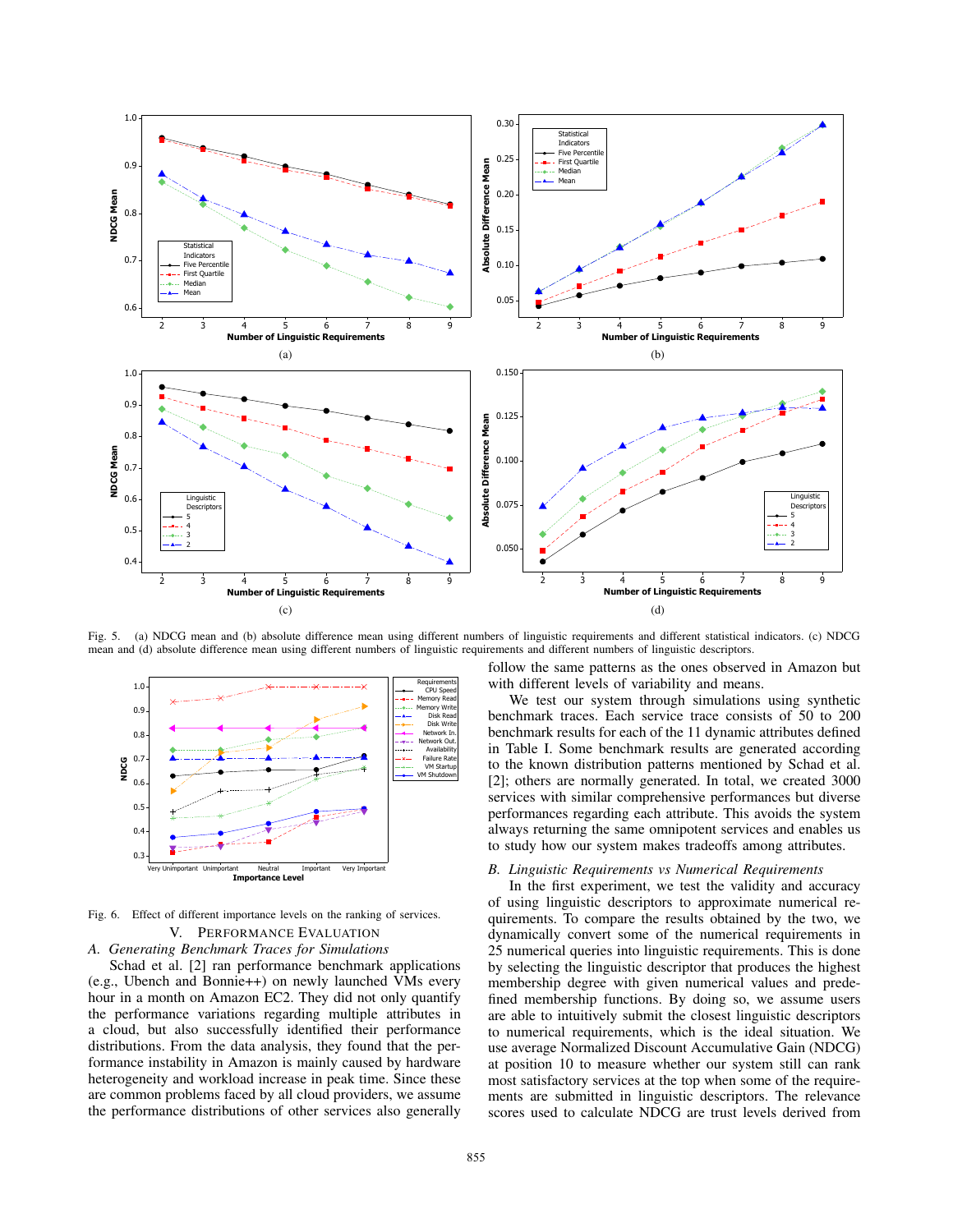Fig. 5. (a) NDCG mean and (b) absolute difference mean using different numbers of linguistic requirements and different statistical indicators. (c) NDCG mean and (d) absolute difference mean using different numbers of linguistic requirements and different numbers of linguistic descriptors.

Fig. 6. Effect of different importance levels on the ranking of services.

## V. Performance Evaluation

### A. Generating Benchmark Traces for Simulations

Schad et al. [2] ran performance benchmark applications (e.g., Ubench and Bonnie++) on newly launched VMs every hour in a month on Amazon EC2. They did not only quantify the performance variations regarding multiple attributes in a cloud, but also successfully identified their performance distributions. From the data analysis, they found that the performance instability in Amazon is mainly caused by hardware heterogeneity and workload increase in peak time. Since these are common problems faced by all cloud providers, we assume the performance distributions of other services also generally follow the same patterns as the ones observed in Amazon but with different levels of variability and means.

We test our system through simulations using synthetic benchmark traces. Each service trace consists of 50 to 200 benchmark results for each of the 11 dynamic attributes defined in Table I. Some benchmark results are generated according to the known distribution patterns mentioned by Schad et al. [2]; others are normally generated. In total, we created 3000 services with similar comprehensive performances but diverse performances regarding each attribute. This avoids the system always returning the same omnipotent services and enables us to study how our system makes tradeoffs among attributes.

### B. Linguistic Requirements vs Numerical Requirements

In the first experiment, we test the validity and accuracy of using linguistic descriptors to approximate numerical requirements. To compare the results obtained by the two, we dynamically convert some of the numerical requirements in 25 numerical queries into linguistic requirements. This is done by selecting the linguistic descriptor that produces the highest membership degree with given numerical values and predefined membership functions. By doing so, we assume users are able to intuitively submit the closest linguistic descriptors to numerical requirements, which is the ideal situation. We use average Normalized Discount Accumulative Gain (NDCG) at position 10 to measure whether our system still can rank most satisfactory services at the top when some of the requirements are submitted in linguistic descriptors. The relevance scores used to calculate NDCG are trust levels derived from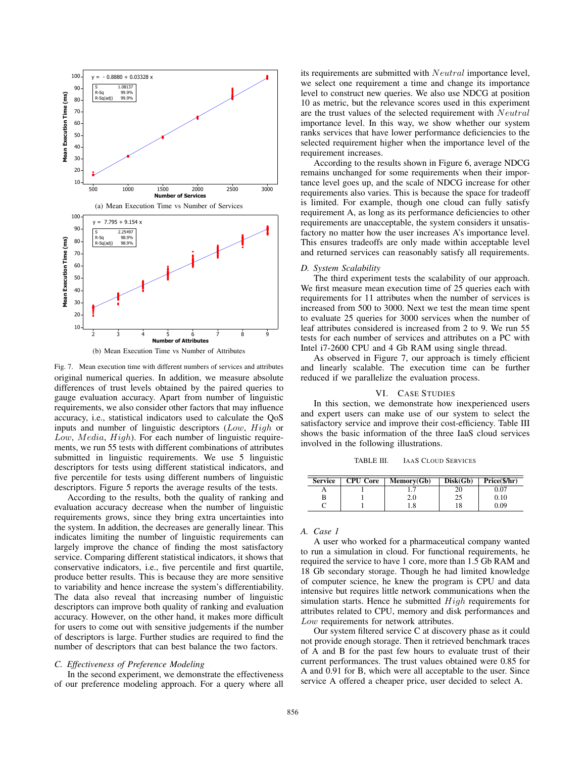(a) Mean Execution Time vs Number of Services

(b) Mean Execution Time vs Number of Attributes

Fig. 7. Mean execution time with different numbers of services and attributes

original numerical queries. In addition, we measure absolute differences of trust levels obtained by the paired queries to gauge evaluation accuracy. Apart from number of linguistic requirements, we also consider other factors that may influence accuracy, i.e., statistical indicators used to calculate the QoS inputs and number of linguistic descriptors ($Low$, $High$ or $Low$, $Media$, $High$). For each number of linguistic requirements, we run 55 tests with different combinations of attributes submitted in linguistic requirements. We use 5 linguistic descriptors for tests using different statistical indicators, and five percentile for tests using different numbers of linguistic descriptors. Figure 5 reports the average results of the tests.

According to the results, both the quality of ranking and evaluation accuracy decrease when the number of linguistic requirements grows, since they bring extra uncertainties into the system. In addition, the decreases are generally linear. This indicates limiting the number of linguistic requirements can largely improve the chance of finding the most satisfactory service. Comparing different statistical indicators, it shows that conservative indicators, i.e., five percentile and first quartile, produce better results. This is because they are more sensitive to variability and hence increase the system's differentiability. The data also reveal that increasing number of linguistic descriptors can improve both quality of ranking and evaluation accuracy. However, on the other hand, it makes more difficult for users to come out with sensitive judgements if the number of descriptors is large. Further studies are required to find the number of descriptors that can best balance the two factors.

### C. Effectiveness of Preference Modeling

In the second experiment, we demonstrate the effectiveness of our preference modeling approach. For a query where all its requirements are submitted with $Neutral$ importance level, we select one requirement a time and change its importance level to construct new queries. We also use NDCG at position 10 as metric, but the relevance scores used in this experiment are the trust values of the selected requirement with $Neutral$ importance level. In this way, we show whether our system ranks services that have lower performance deficiencies to the selected requirement higher when the importance level of the requirement increases.

According to the results shown in Figure 6, average NDCG remains unchanged for some requirements when their importance level goes up, and the scale of NDCG increase for other requirements also varies. This is because the space for tradeoff is limited. For example, though one cloud can fully satisfy requirement A, as long as its performance deficiencies to other requirements are unacceptable, the system considers it unsatisfactory no matter how the user increases A's importance level. This ensures tradeoffs are only made within acceptable level and returned services can reasonably satisfy all requirements.

### D. System Scalability

The third experiment tests the scalability of our approach. We first measure mean execution time of 25 queries each with requirements for 11 attributes when the number of services is increased from 500 to 3000. Next we test the mean time spent to evaluate 25 queries for 3000 services when the number of leaf attributes considered is increased from 2 to 9. We run 55 tests for each number of services and attributes on a PC with Intel i7-2600 CPU and 4 Gb RAM using single thread.

As observed in Figure 7, our approach is timely efficient and linearly scalable. The execution time can be further reduced if we parallelize the evaluation process.

## VI. Case Studies

In this section, we demonstrate how inexperienced users and expert users can make use of our system to select the satisfactory service and improve their cost-efficiency. Table III shows the basic information of the three IaaS cloud services involved in the following illustrations.

TABLE III. IaaS Cloud Services

| Service | CPU Core | Memory(Gb) | Disk(Gb) | Price($/hr) |
|---|---|---|---|---|
| A | 1 | 1.7 | 20 | 0.07 |
| B | 1 | 2.0 | 25 | 0.10 |
| C | 1 | 1.8 | 18 | 0.09 |

### A. Case 1

A user who worked for a pharmaceutical company wanted to run a simulation in cloud. For functional requirements, he required the service to have 1 core, more than 1.5 Gb RAM and 18 Gb secondary storage. Though he had limited knowledge of computer science, he knew the program is CPU and data intensive but requires little network communications when the simulation starts. Hence he submitted $High$ requirements for attributes related to CPU, memory and disk performances and $Low$ requirements for network attributes.

Our system filtered service C at discovery phase as it could not provide enough storage. Then it retrieved benchmark traces of A and B for the past few hours to evaluate trust of their current performances. The trust values obtained were 0.85 for A and 0.91 for B, which were all acceptable to the user. Since service A offered a cheaper price, user decided to select A.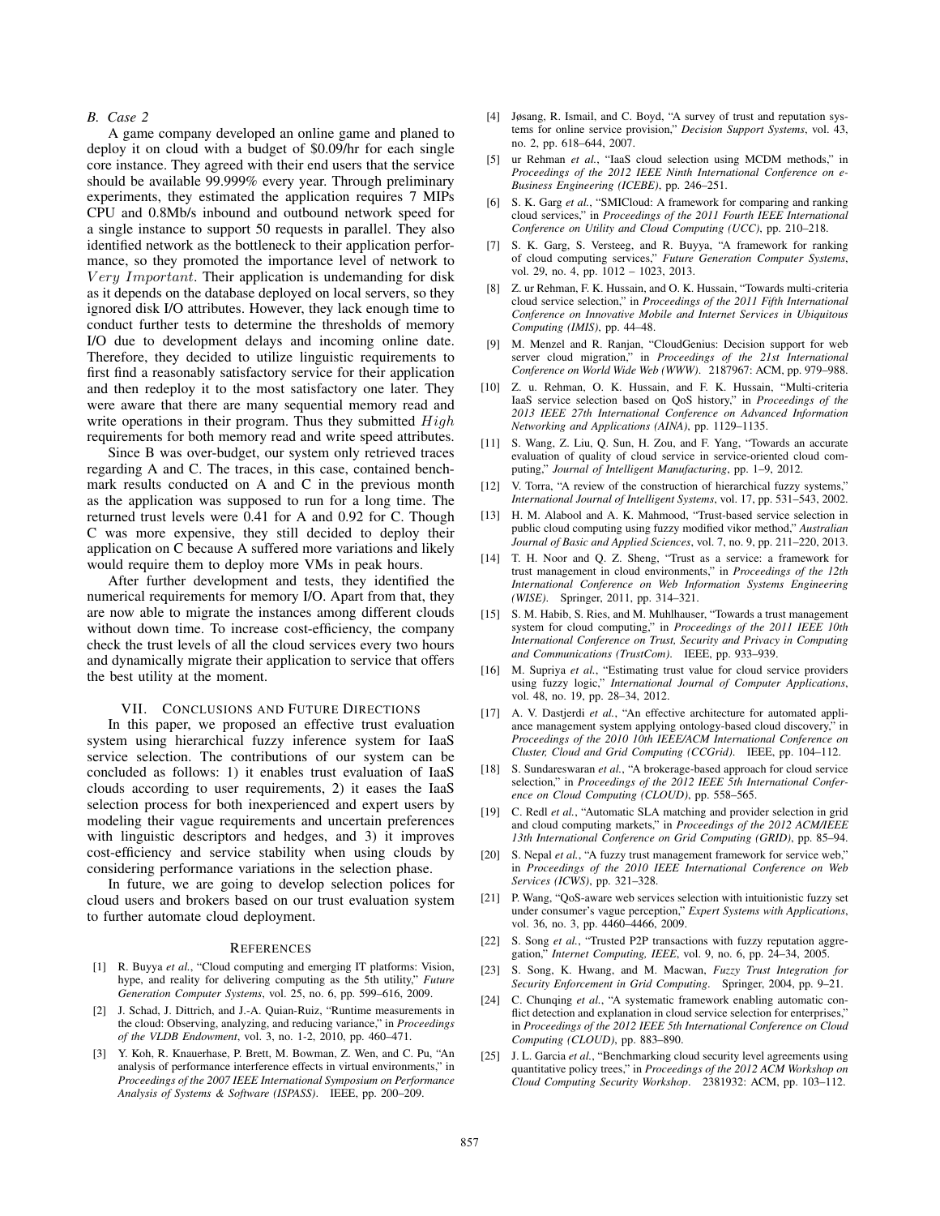### B. Case 2

A game company developed an online game and planed to deploy it on cloud with a budget of \$0.09/hr for each single core instance. They agreed with their end users that the service should be available 99.999% every year. Through preliminary experiments, they estimated the application requires 7 MIPs CPU and 0.8Mb/s inbound and outbound network speed for a single instance to support 50 requests in parallel. They also identified network as the bottleneck to their application performance, so they promoted the importance level of network to $Very\ Important$. Their application is undemanding for disk as it depends on the database deployed on local servers, so they ignored disk I/O attributes. However, they lack enough time to conduct further tests to determine the thresholds of memory I/O due to development delays and incoming online date. Therefore, they decided to utilize linguistic requirements to first find a reasonably satisfactory service for their application and then redeploy it to the most satisfactory one later. They were aware that there are many sequential memory read and write operations in their program. Thus they submitted $High$ requirements for both memory read and write speed attributes.

Since B was over-budget, our system only retrieved traces regarding A and C. The traces, in this case, contained benchmark results conducted on A and C in the previous month as the application was supposed to run for a long time. The returned trust levels were 0.41 for A and 0.92 for C. Though C was more expensive, they still decided to deploy their application on C because A suffered more variations and likely would require them to deploy more VMs in peak hours.

After further development and tests, they identified the numerical requirements for memory I/O. Apart from that, they are now able to migrate the instances among different clouds without down time. To increase cost-efficiency, the company check the trust levels of all the cloud services every two hours and dynamically migrate their application to service that offers the best utility at the moment.

## VII. Conclusions and Future Directions

In this paper, we proposed an effective trust evaluation system using hierarchical fuzzy inference system for IaaS service selection. The contributions of our system can be concluded as follows: 1) it enables trust evaluation of IaaS clouds according to user requirements, 2) it eases the IaaS selection process for both inexperienced and expert users by modeling their vague requirements and uncertain preferences with linguistic descriptors and hedges, and 3) it improves cost-efficiency and service stability when using clouds by considering performance variations in the selection phase.

In future, we are going to develop selection polices for cloud users and brokers based on our trust evaluation system to further automate cloud deployment.

## References

[1] R. Buyya *et al.*, "Cloud computing and emerging IT platforms: Vision, hype, and reality for delivering computing as the 5th utility," *Future Generation Computer Systems*, vol. 25, no. 6, pp. 599–616, 2009.

[2] J. Schad, J. Dittrich, and J.-A. Quian-Ruiz, "Runtime measurements in the cloud: Observing, analyzing, and reducing variance," in *Proceedings of the VLDB Endowment*, vol. 3, no. 1-2, 2010, pp. 460–471.

[3] Y. Koh, R. Knauerhase, P. Brett, M. Bowman, Z. Wen, and C. Pu, "An analysis of performance interference effects in virtual environments," in *Proceedings of the 2007 IEEE International Symposium on Performance Analysis of Systems & Software (ISPASS)*. IEEE, pp. 200–209.

[4] Jøsang, R. Ismail, and C. Boyd, "A survey of trust and reputation systems for online service provision," *Decision Support Systems*, vol. 43, no. 2, pp. 618–644, 2007.

[5] ur Rehman *et al.*, "IaaS cloud selection using MCDM methods," in *Proceedings of the 2012 IEEE Ninth International Conference on e-Business Engineering (ICEBE)*, pp. 246–251.

[6] S. K. Garg *et al.*, "SMICloud: A framework for comparing and ranking cloud services," in *Proceedings of the 2011 Fourth IEEE International Conference on Utility and Cloud Computing (UCC)*, pp. 210–218.

[7] S. K. Garg, S. Versteeg, and R. Buyya, "A framework for ranking of cloud computing services," *Future Generation Computer Systems*, vol. 29, no. 4, pp. 1012 – 1023, 2013.

[8] Z. ur Rehman, F. K. Hussain, and O. K. Hussain, "Towards multi-criteria cloud service selection," in *Proceedings of the 2011 Fifth International Conference on Innovative Mobile and Internet Services in Ubiquitous Computing (IMIS)*, pp. 44–48.

[9] M. Menzel and R. Ranjan, "CloudGenius: Decision support for web server cloud migration," in *Proceedings of the 21st International Conference on World Wide Web (WWW)*. 2187967: ACM, pp. 979–988.

[10] Z. u. Rehman, O. K. Hussain, and F. K. Hussain, "Multi-criteria IaaS service selection based on QoS history," in *Proceedings of the 2013 IEEE 27th International Conference on Advanced Information Networking and Applications (AINA)*, pp. 1129–1135.

[11] S. Wang, Z. Liu, Q. Sun, H. Zou, and F. Yang, "Towards an accurate evaluation of quality of cloud service in service-oriented cloud computing," *Journal of Intelligent Manufacturing*, pp. 1–9, 2012.

[12] V. Torra, "A review of the construction of hierarchical fuzzy systems," *International Journal of Intelligent Systems*, vol. 17, pp. 531–543, 2002.

[13] H. M. Alabool and A. K. Mahmood, "Trust-based service selection in public cloud computing using fuzzy modified vikor method," *Australian Journal of Basic and Applied Sciences*, vol. 7, no. 9, pp. 211–220, 2013.

[14] T. H. Noor and Q. Z. Sheng, "Trust as a service: a framework for trust management in cloud environments," in *Proceedings of the 12th International Conference on Web Information Systems Engineering (WISE)*. Springer, 2011, pp. 314–321.

[15] S. M. Habib, S. Ries, and M. Muhlhauser, "Towards a trust management system for cloud computing," in *Proceedings of the 2011 IEEE 10th International Conference on Trust, Security and Privacy in Computing and Communications (TrustCom)*. IEEE, pp. 933–939.

[16] M. Supriya *et al.*, "Estimating trust value for cloud service providers using fuzzy logic," *International Journal of Computer Applications*, vol. 48, no. 19, pp. 28–34, 2012.

[17] A. V. Dastjerdi *et al.*, "An effective architecture for automated appliance management system applying ontology-based cloud discovery," in *Proceedings of the 2010 10th IEEE/ACM International Conference on Cluster, Cloud and Grid Computing (CCGrid)*. IEEE, pp. 104–112.

[18] S. Sundareswaran *et al.*, "A brokerage-based approach for cloud service selection," in *Proceedings of the 2012 IEEE 5th International Conference on Cloud Computing (CLOUD)*, pp. 558–565.

[19] C. Redl *et al.*, "Automatic SLA matching and provider selection in grid and cloud computing markets," in *Proceedings of the 2012 ACM/IEEE 13th International Conference on Grid Computing (GRID)*, pp. 85–94.

[20] S. Nepal *et al.*, "A fuzzy trust management framework for service web," in *Proceedings of the 2010 IEEE International Conference on Web Services (ICWS)*, pp. 321–328.

[21] P. Wang, "QoS-aware web services selection with intuitionistic fuzzy set under consumer's vague perception," *Expert Systems with Applications*, vol. 36, no. 3, pp. 4460–4466, 2009.

[22] S. Song, *et al.*, "Trusted P2P transactions with fuzzy reputation aggregation," *Internet Computing, IEEE*, vol. 9, no. 6, pp. 24–34, 2005.

[23] S. Song, K. Hwang, and M. Macwan, *Fuzzy Trust Integration for Security Enforcement in Grid Computing*. Springer, 2004, pp. 9–21.

[24] C. Chunqing *et al.*, "A systematic framework enabling automatic conflict detection and explanation in cloud service selection for enterprises," in *Proceedings of the 2012 IEEE 5th International Conference on Cloud Computing (CLOUD)*, pp. 883–890.

[25] J. L. Garcia *et al.*, "Benchmarking cloud security level agreements using quantitative policy trees," in *Proceedings of the 2012 ACM Workshop on Cloud Computing Security Workshop*. 2381932: ACM, pp. 103–112.